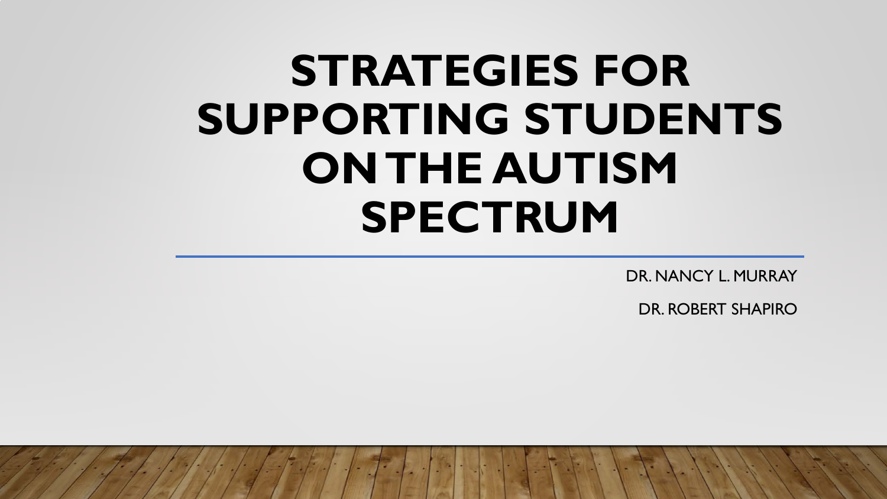# STRATEGIES FOR SUPPORTING STUDENTS ON THE AUTISM SPECTRUM

DR. NANCY L. MURRAY

DR. ROBERT SHAPIRO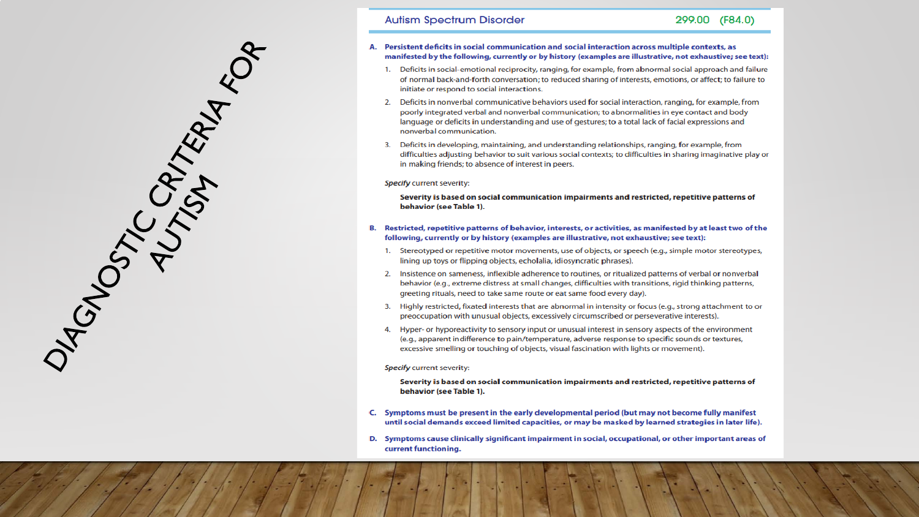# DIAGNOSTIC CRITERIA FOR AUTISM

## Autism Spectrum Disorder — 299.00 (F84.0)

**A. Persistent deficits in social communication and social interaction across multiple contexts, as manifested by the following, currently or by history (examples are illustrative, not exhaustive; see text):**

1. Deficits in social-emotional reciprocity, ranging, for example, from abnormal social approach and failure of normal back-and-forth conversation; to reduced sharing of interests, emotions, or affect; to failure to initiate or respond to social interactions.
2. Deficits in nonverbal communicative behaviors used for social interaction, ranging, for example, from poorly integrated verbal and nonverbal communication; to abnormalities in eye contact and body language or deficits in understanding and use of gestures; to a total lack of facial expressions and nonverbal communication.
3. Deficits in developing, maintaining, and understanding relationships, ranging, for example, from difficulties adjusting behavior to suit various social contexts; to difficulties in sharing imaginative play or in making friends; to absence of interest in peers.

*Specify* current severity:

**Severity is based on social communication impairments and restricted, repetitive patterns of behavior (see Table 1).**

**B. Restricted, repetitive patterns of behavior, interests, or activities, as manifested by at least two of the following, currently or by history (examples are illustrative, not exhaustive; see text):**

1. Stereotyped or repetitive motor movements, use of objects, or speech (e.g., simple motor stereotypes, lining up toys or flipping objects, echolalia, idiosyncratic phrases).
2. Insistence on sameness, inflexible adherence to routines, or ritualized patterns of verbal or nonverbal behavior (e.g., extreme distress at small changes, difficulties with transitions, rigid thinking patterns, greeting rituals, need to take same route or eat same food every day).
3. Highly restricted, fixated interests that are abnormal in intensity or focus (e.g., strong attachment to or preoccupation with unusual objects, excessively circumscribed or perseverative interests).
4. Hyper- or hyporeactivity to sensory input or unusual interest in sensory aspects of the environment (e.g., apparent indifference to pain/temperature, adverse response to specific sounds or textures, excessive smelling or touching of objects, visual fascination with lights or movement).

*Specify* current severity:

**Severity is based on social communication impairments and restricted, repetitive patterns of behavior (see Table 1).**

**C. Symptoms must be present in the early developmental period (but may not become fully manifest until social demands exceed limited capacities, or may be masked by learned strategies in later life).**

**D. Symptoms cause clinically significant impairment in social, occupational, or other important areas of current functioning.**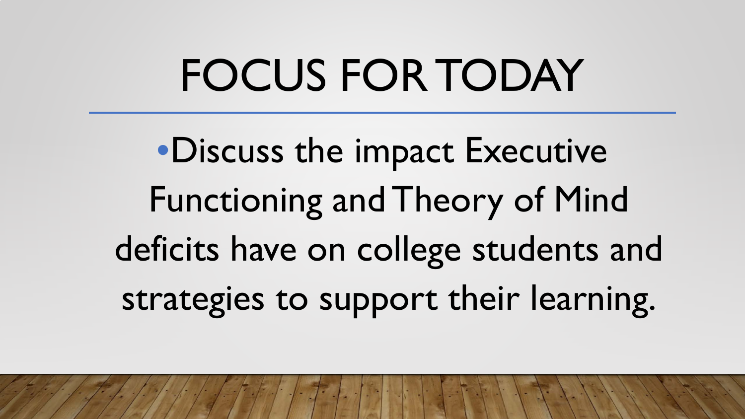# FOCUS FOR TODAY

- Discuss the impact Executive Functioning and Theory of Mind deficits have on college students and strategies to support their learning.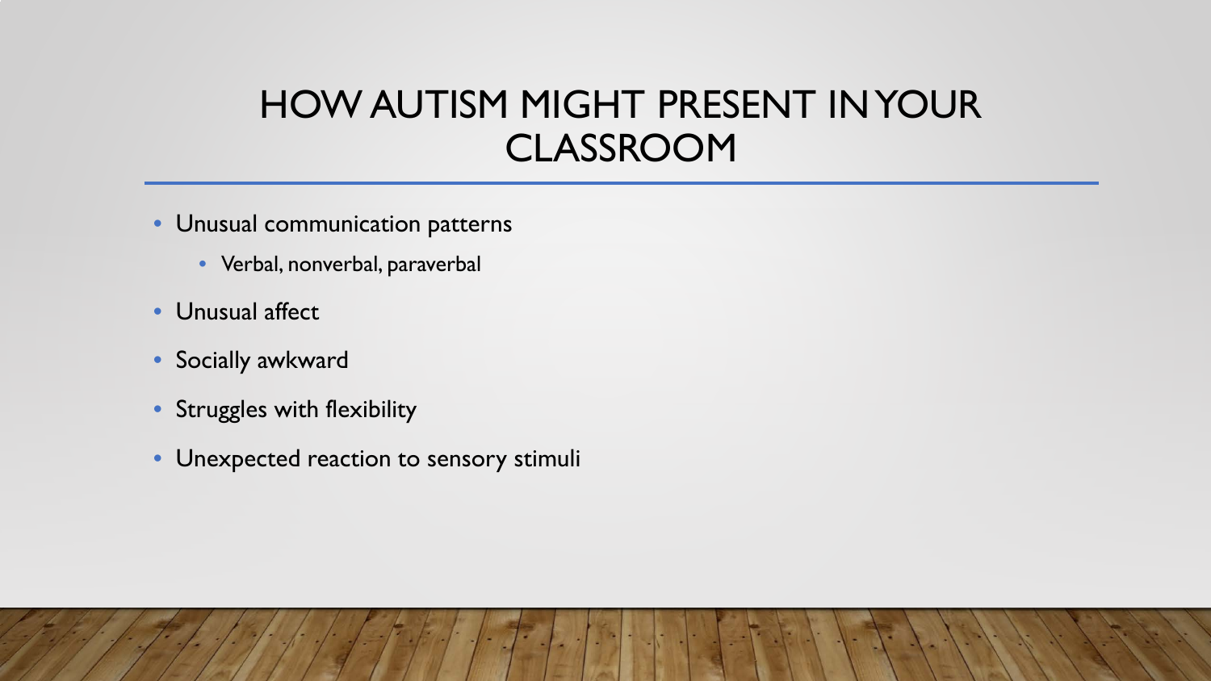# HOW AUTISM MIGHT PRESENT IN YOUR CLASSROOM

- Unusual communication patterns
  - Verbal, nonverbal, paraverbal
- Unusual affect
- Socially awkward
- Struggles with flexibility
- Unexpected reaction to sensory stimuli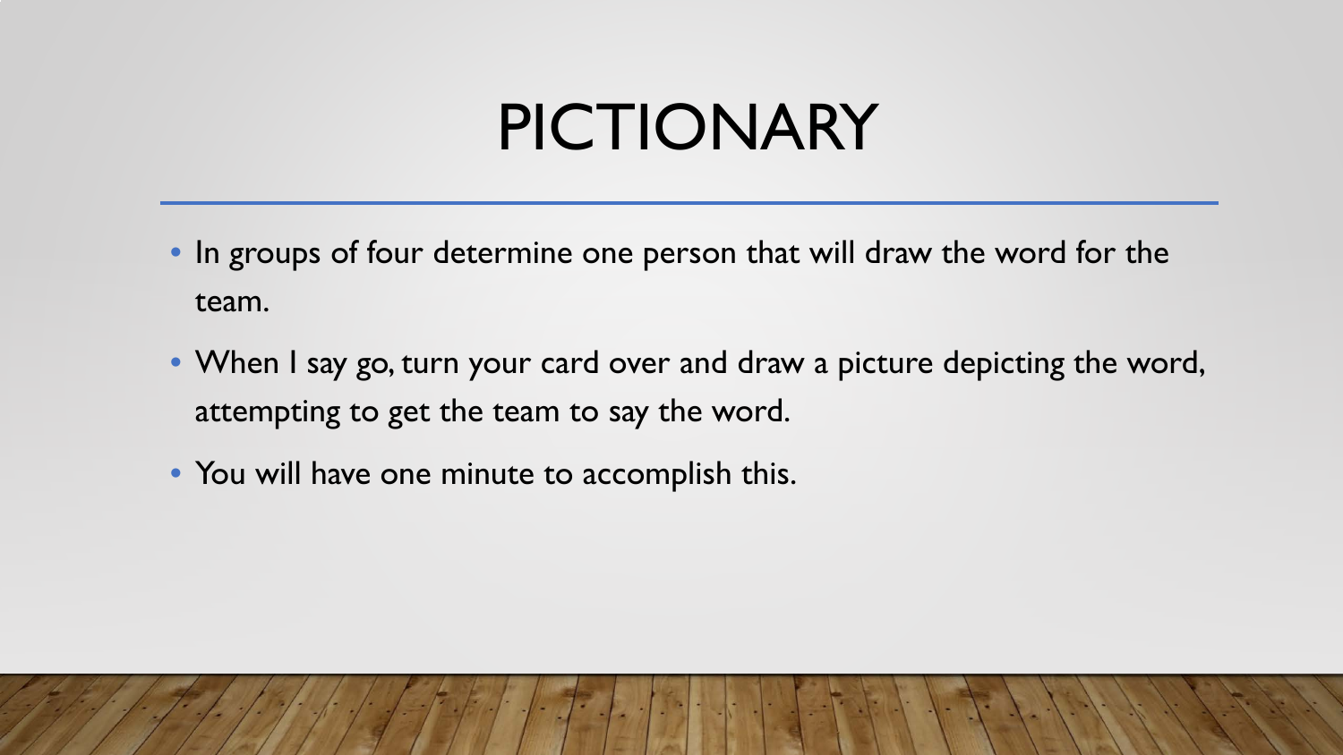# PICTIONARY

- In groups of four determine one person that will draw the word for the team.
- When I say go, turn your card over and draw a picture depicting the word, attempting to get the team to say the word.
- You will have one minute to accomplish this.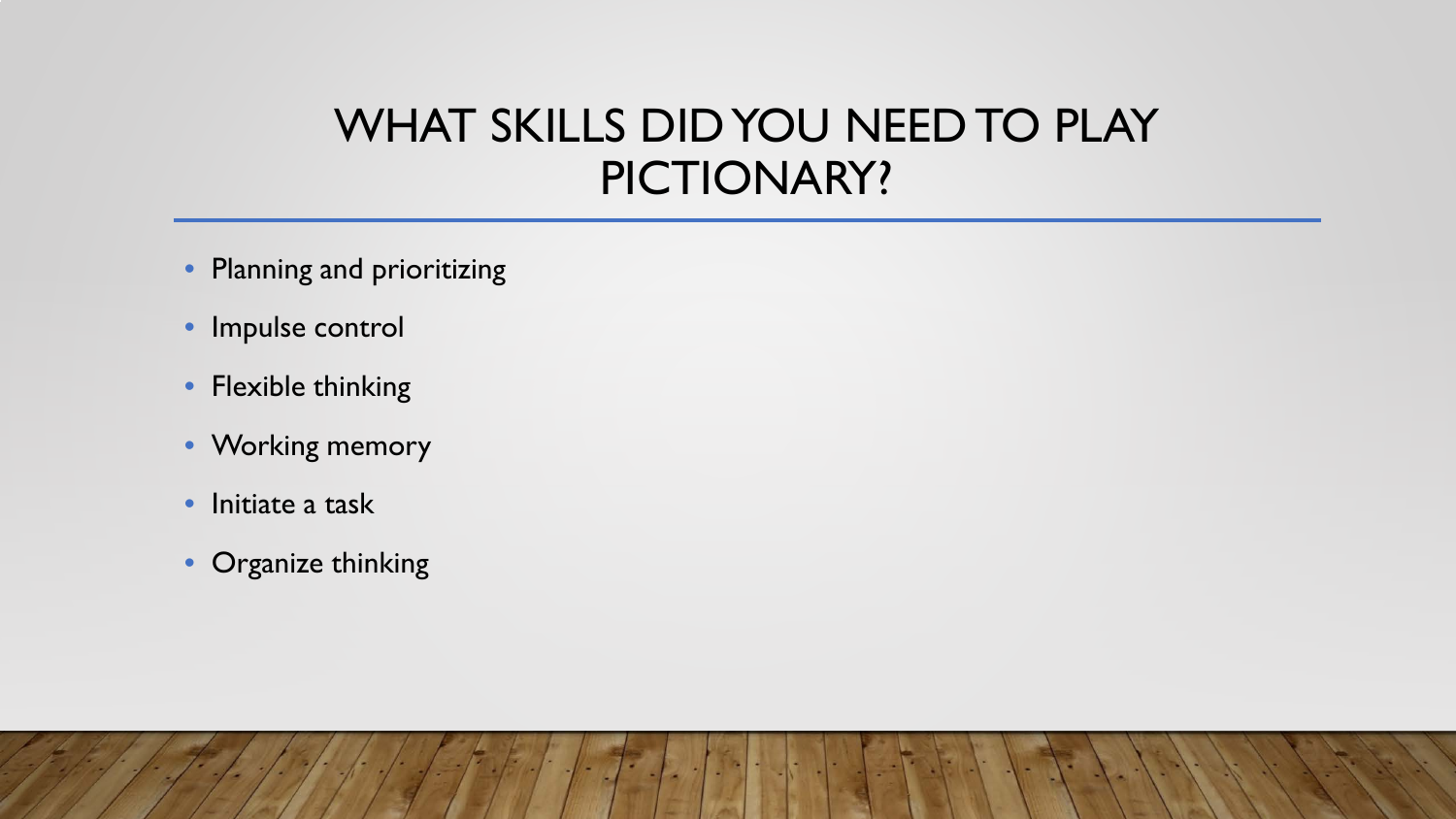# WHAT SKILLS DID YOU NEED TO PLAY PICTIONARY?

- Planning and prioritizing
- Impulse control
- Flexible thinking
- Working memory
- Initiate a task
- Organize thinking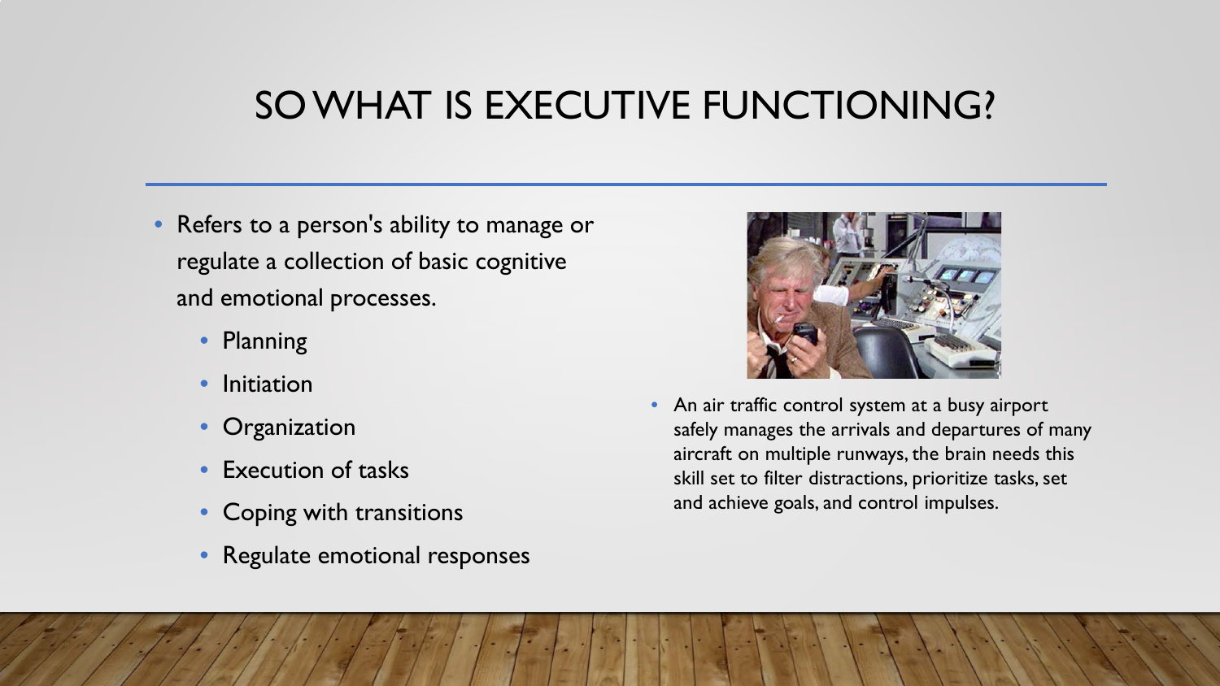# SO WHAT IS EXECUTIVE FUNCTIONING?

- Refers to a person's ability to manage or regulate a collection of basic cognitive and emotional processes.
  - Planning
  - Initiation
  - Organization
  - Execution of tasks
  - Coping with transitions
  - Regulate emotional responses

- An air traffic control system at a busy airport safely manages the arrivals and departures of many aircraft on multiple runways, the brain needs this skill set to filter distractions, prioritize tasks, set and achieve goals, and control impulses.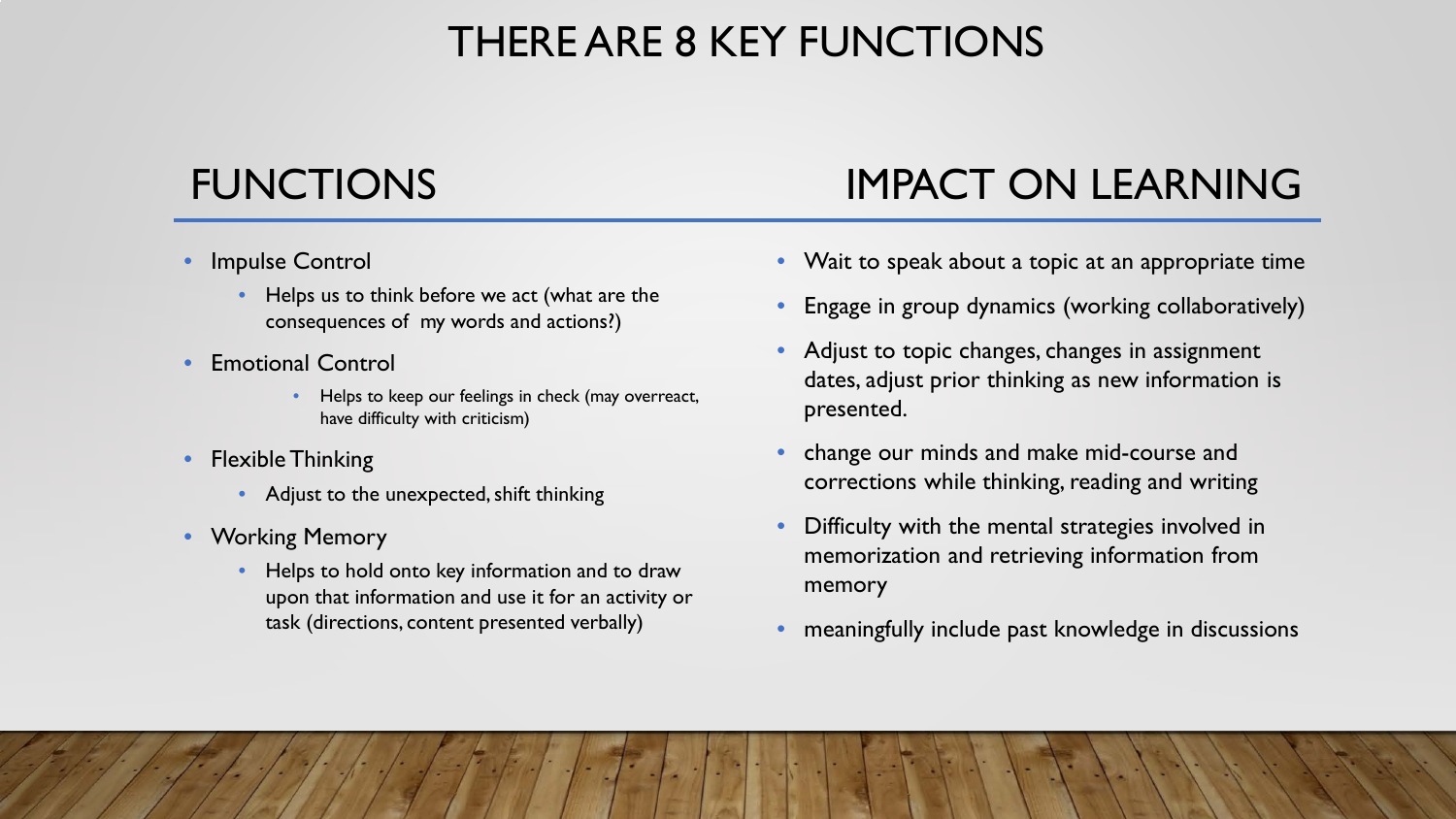# THERE ARE 8 KEY FUNCTIONS

## FUNCTIONS

- Impulse Control
  - Helps us to think before we act (what are the consequences of my words and actions?)
- Emotional Control
  - Helps to keep our feelings in check (may overreact, have difficulty with criticism)
- Flexible Thinking
  - Adjust to the unexpected, shift thinking
- Working Memory
  - Helps to hold onto key information and to draw upon that information and use it for an activity or task (directions, content presented verbally)

## IMPACT ON LEARNING

- Wait to speak about a topic at an appropriate time
- Engage in group dynamics (working collaboratively)
- Adjust to topic changes, changes in assignment dates, adjust prior thinking as new information is presented.
- change our minds and make mid-course and corrections while thinking, reading and writing
- Difficulty with the mental strategies involved in memorization and retrieving information from memory
- meaningfully include past knowledge in discussions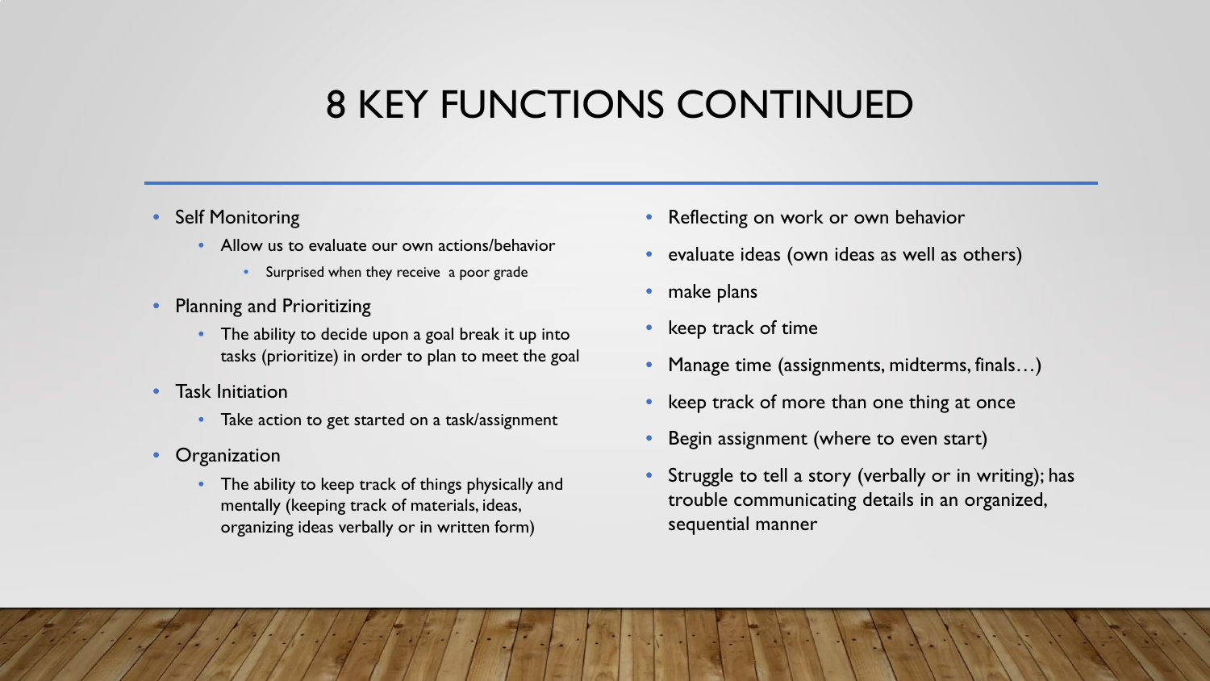# 8 KEY FUNCTIONS CONTINUED

- Self Monitoring
  - Allow us to evaluate our own actions/behavior
    - Surprised when they receive  a poor grade
- Planning and Prioritizing
  - The ability to decide upon a goal break it up into tasks (prioritize) in order to plan to meet the goal
- Task Initiation
  - Take action to get started on a task/assignment
- Organization
  - The ability to keep track of things physically and mentally (keeping track of materials, ideas, organizing ideas verbally or in written form)

- Reflecting on work or own behavior
- evaluate ideas (own ideas as well as others)
- make plans
- keep track of time
- Manage time (assignments, midterms, finals…)
- keep track of more than one thing at once
- Begin assignment (where to even start)
- Struggle to tell a story (verbally or in writing); has trouble communicating details in an organized, sequential manner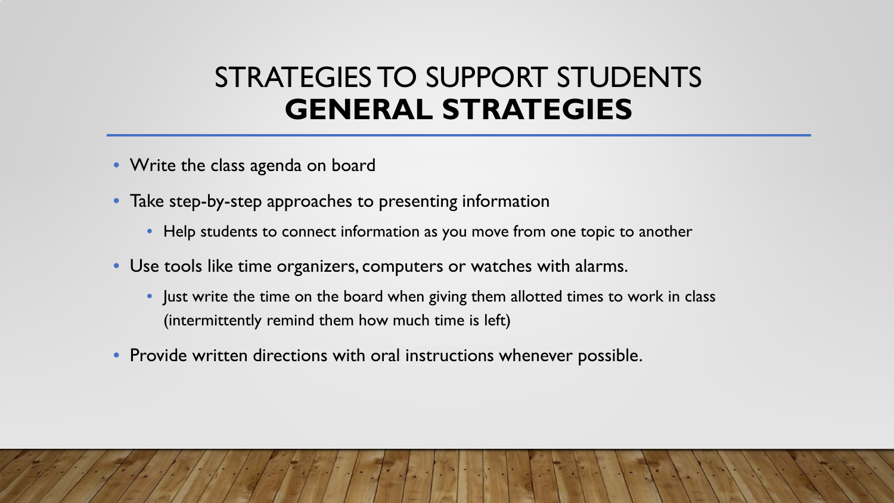# STRATEGIES TO SUPPORT STUDENTS
## **GENERAL STRATEGIES**

- Write the class agenda on board
- Take step-by-step approaches to presenting information
  - Help students to connect information as you move from one topic to another
- Use tools like time organizers, computers or watches with alarms.
  - Just write the time on the board when giving them allotted times to work in class (intermittently remind them how much time is left)
- Provide written directions with oral instructions whenever possible.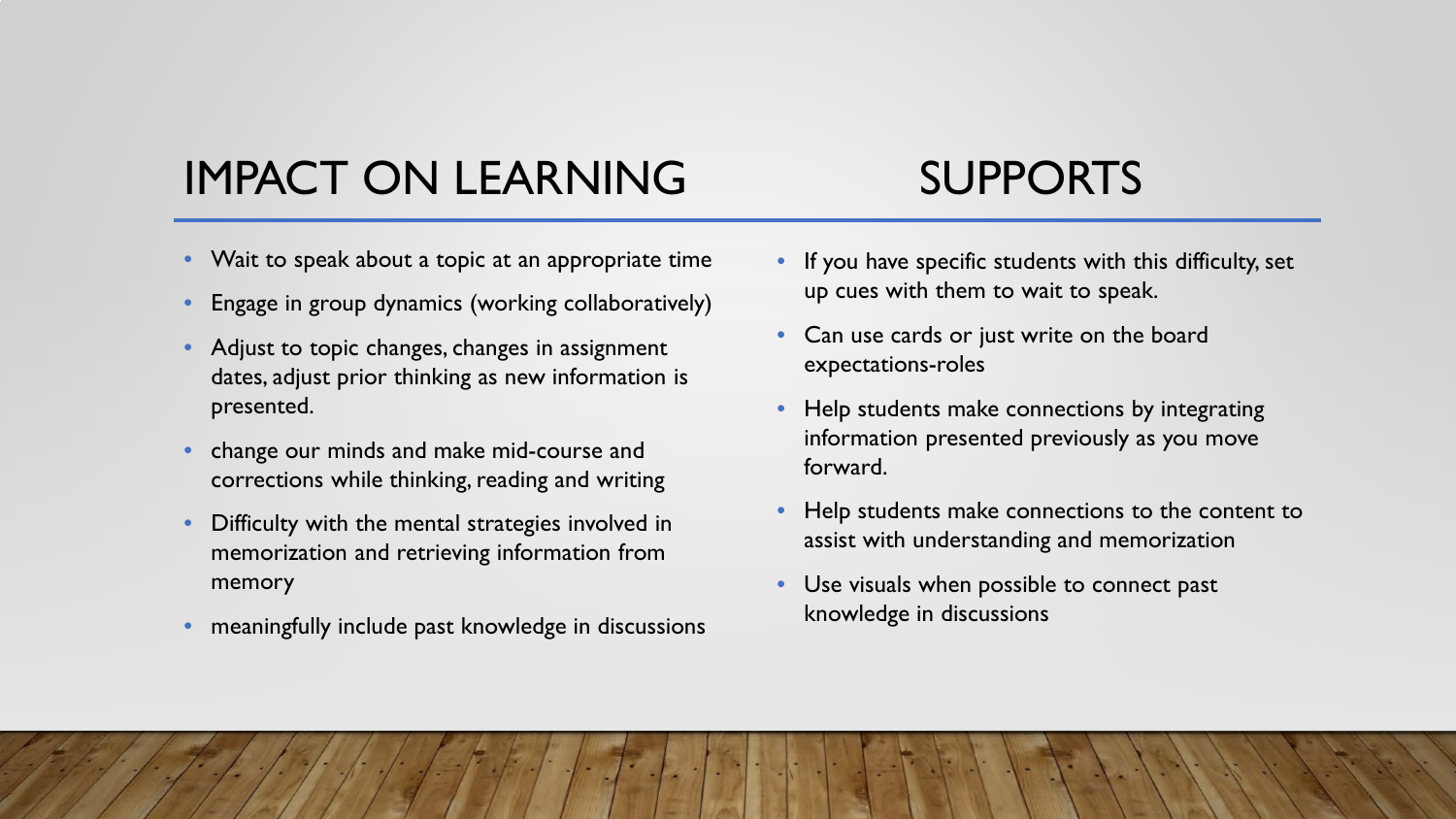## IMPACT ON LEARNING

- Wait to speak about a topic at an appropriate time
- Engage in group dynamics (working collaboratively)
- Adjust to topic changes, changes in assignment dates, adjust prior thinking as new information is presented.
- change our minds and make mid-course and corrections while thinking, reading and writing
- Difficulty with the mental strategies involved in memorization and retrieving information from memory
- meaningfully include past knowledge in discussions

## SUPPORTS

- If you have specific students with this difficulty, set up cues with them to wait to speak.
- Can use cards or just write on the board expectations-roles
- Help students make connections by integrating information presented previously as you move forward.
- Help students make connections to the content to assist with understanding and memorization
- Use visuals when possible to connect past knowledge in discussions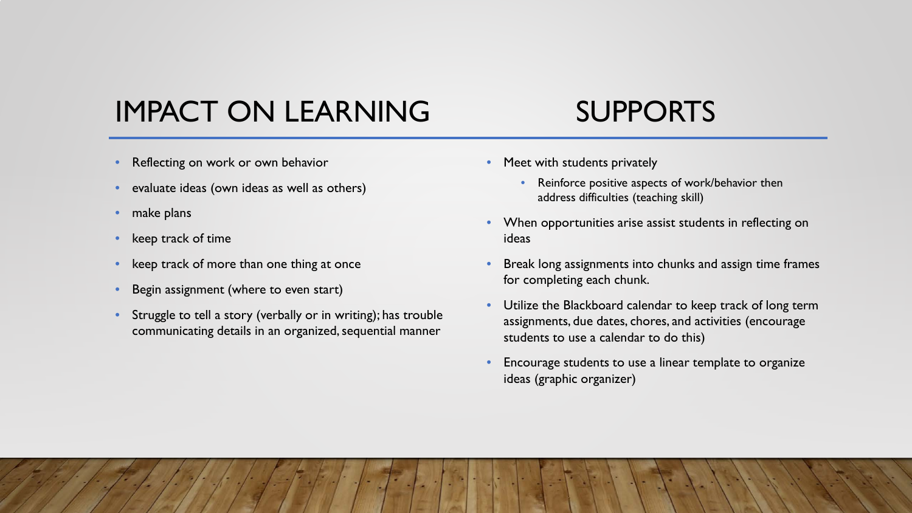## IMPACT ON LEARNING

- Reflecting on work or own behavior
- evaluate ideas (own ideas as well as others)
- make plans
- keep track of time
- keep track of more than one thing at once
- Begin assignment (where to even start)
- Struggle to tell a story (verbally or in writing); has trouble communicating details in an organized, sequential manner

## SUPPORTS

- Meet with students privately
  - Reinforce positive aspects of work/behavior then address difficulties (teaching skill)
- When opportunities arise assist students in reflecting on ideas
- Break long assignments into chunks and assign time frames for completing each chunk.
- Utilize the Blackboard calendar to keep track of long term assignments, due dates, chores, and activities (encourage students to use a calendar to do this)
- Encourage students to use a linear template to organize ideas (graphic organizer)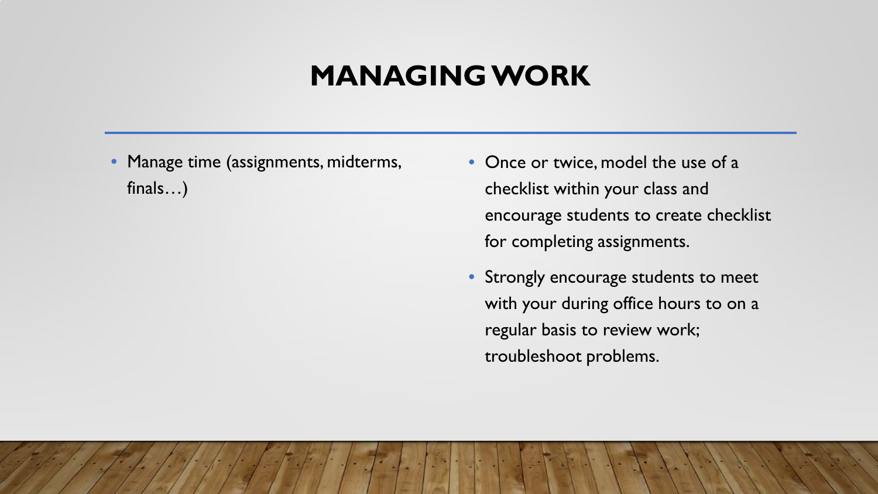# MANAGING WORK

- Manage time (assignments, midterms, finals…)

- Once or twice, model the use of a checklist within your class and encourage students to create checklist for completing assignments.
- Strongly encourage students to meet with your during office hours to on a regular basis to review work; troubleshoot problems.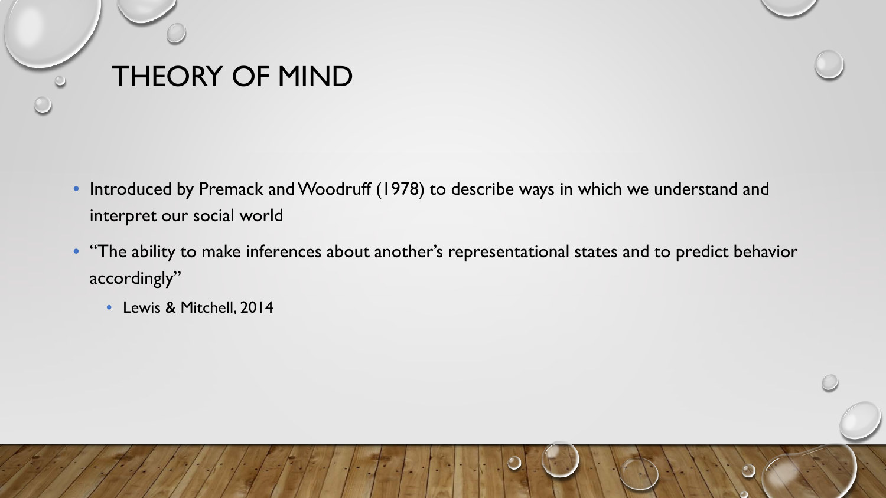# THEORY OF MIND

- Introduced by Premack and Woodruff (1978) to describe ways in which we understand and interpret our social world
- "The ability to make inferences about another's representational states and to predict behavior accordingly"
  - Lewis & Mitchell, 2014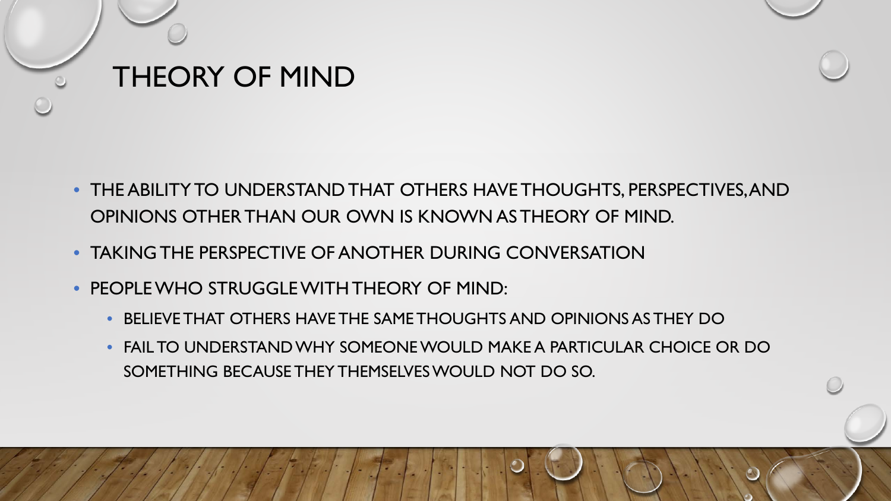# THEORY OF MIND

- THE ABILITY TO UNDERSTAND THAT OTHERS HAVE THOUGHTS, PERSPECTIVES, AND OPINIONS OTHER THAN OUR OWN IS KNOWN AS THEORY OF MIND.
- TAKING THE PERSPECTIVE OF ANOTHER DURING CONVERSATION
- PEOPLE WHO STRUGGLE WITH THEORY OF MIND:
  - BELIEVE THAT OTHERS HAVE THE SAME THOUGHTS AND OPINIONS AS THEY DO
  - FAIL TO UNDERSTAND WHY SOMEONE WOULD MAKE A PARTICULAR CHOICE OR DO SOMETHING BECAUSE THEY THEMSELVES WOULD NOT DO SO.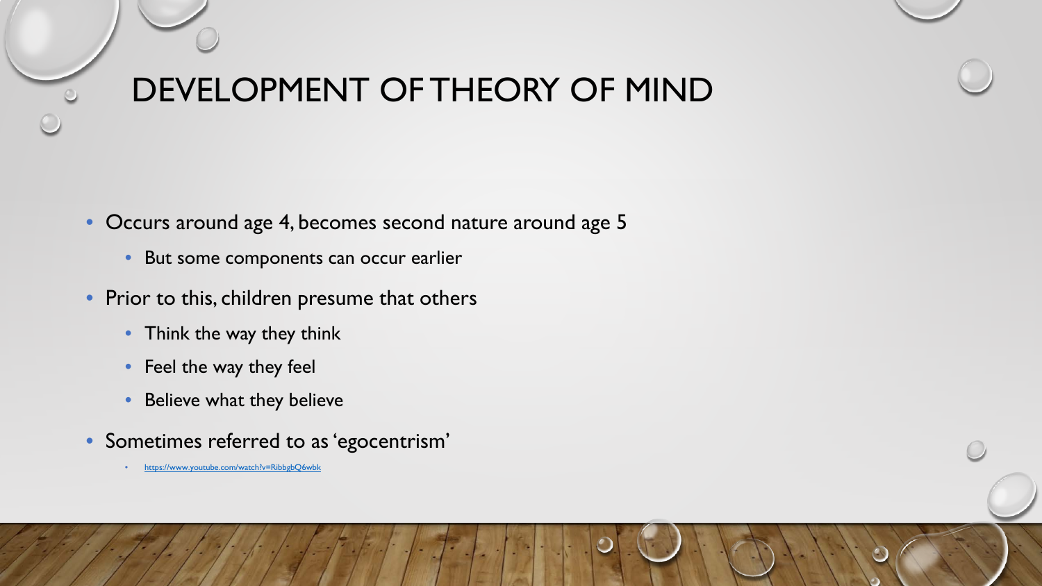# DEVELOPMENT OF THEORY OF MIND

- Occurs around age 4, becomes second nature around age 5
  - But some components can occur earlier
- Prior to this, children presume that others
  - Think the way they think
  - Feel the way they feel
  - Believe what they believe
- Sometimes referred to as 'egocentrism'
  - https://www.youtube.com/watch?v=RibbgbQ6wbk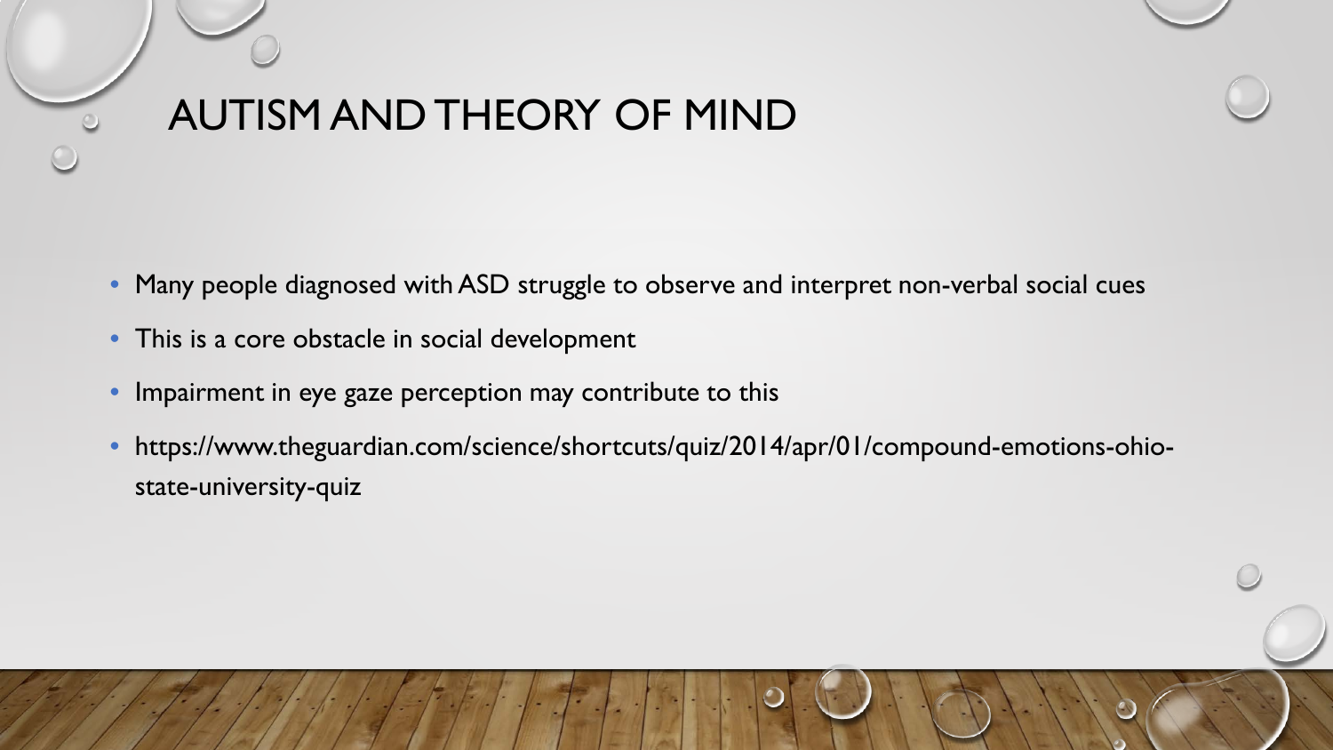# AUTISM AND THEORY OF MIND

- Many people diagnosed with ASD struggle to observe and interpret non-verbal social cues
- This is a core obstacle in social development
- Impairment in eye gaze perception may contribute to this
- https://www.theguardian.com/science/shortcuts/quiz/2014/apr/01/compound-emotions-ohio-state-university-quiz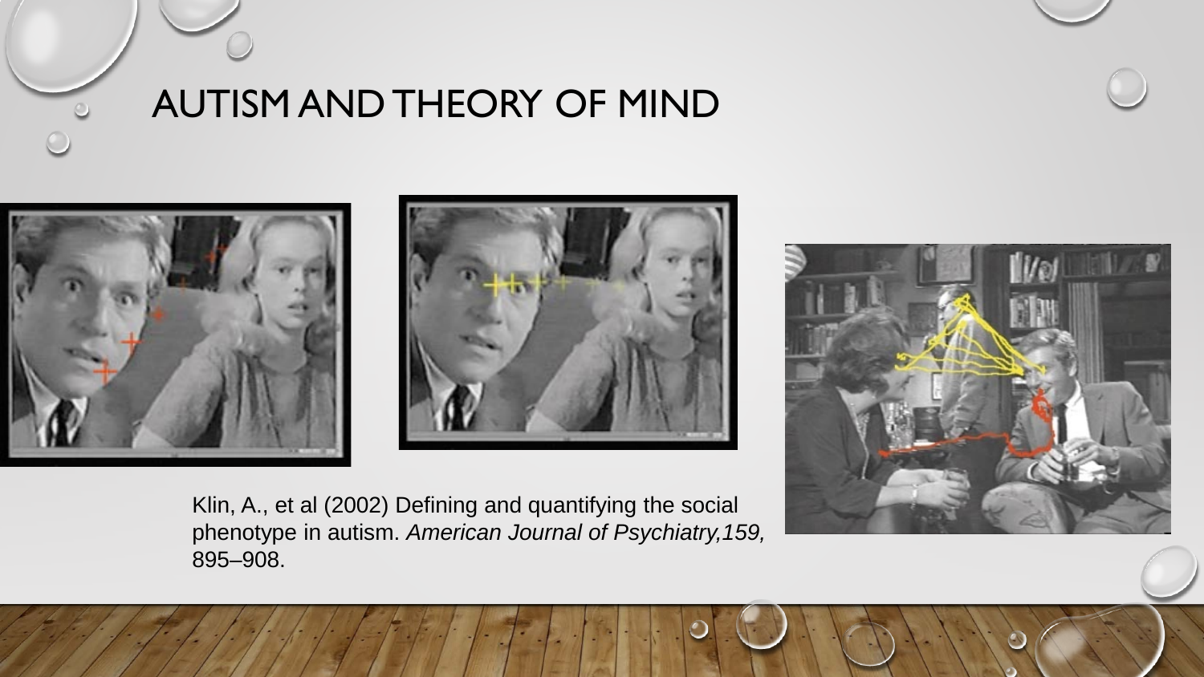# AUTISM AND THEORY OF MIND

Klin, A., et al (2002) Defining and quantifying the social phenotype in autism. *American Journal of Psychiatry,159,* 895–908.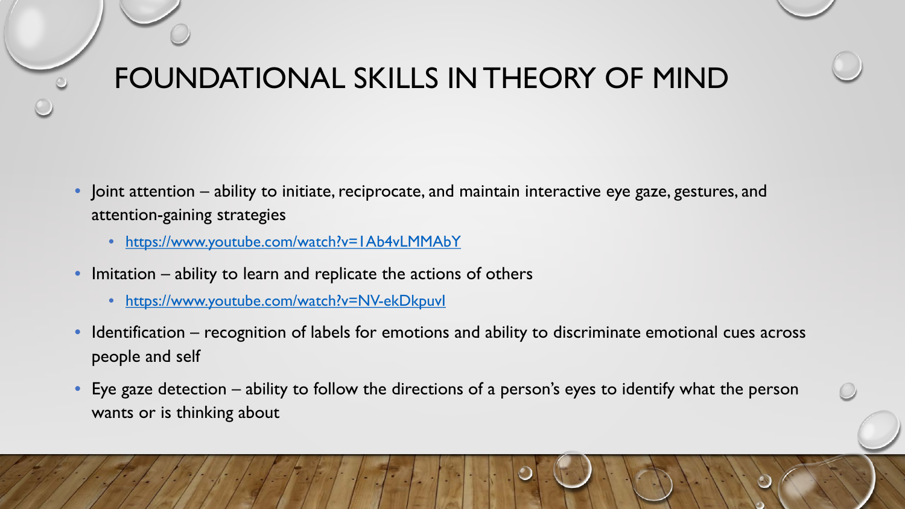# FOUNDATIONAL SKILLS IN THEORY OF MIND

- Joint attention – ability to initiate, reciprocate, and maintain interactive eye gaze, gestures, and attention-gaining strategies
  - https://www.youtube.com/watch?v=1Ab4vLMMAbY
- Imitation – ability to learn and replicate the actions of others
  - https://www.youtube.com/watch?v=NV-ekDkpuvI
- Identification – recognition of labels for emotions and ability to discriminate emotional cues across people and self
- Eye gaze detection – ability to follow the directions of a person's eyes to identify what the person wants or is thinking about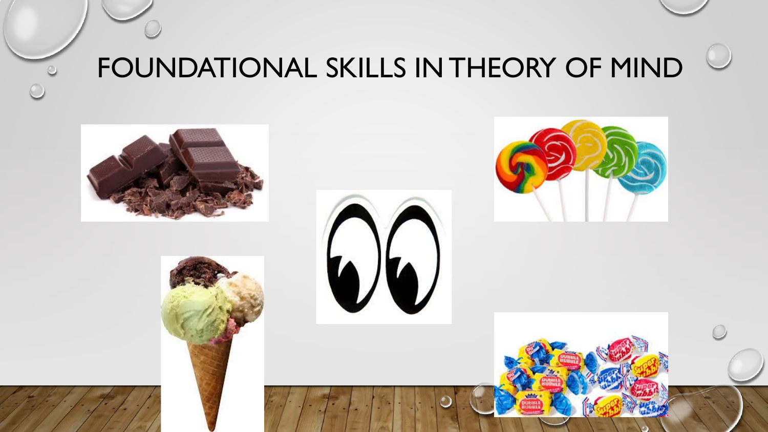# FOUNDATIONAL SKILLS IN THEORY OF MIND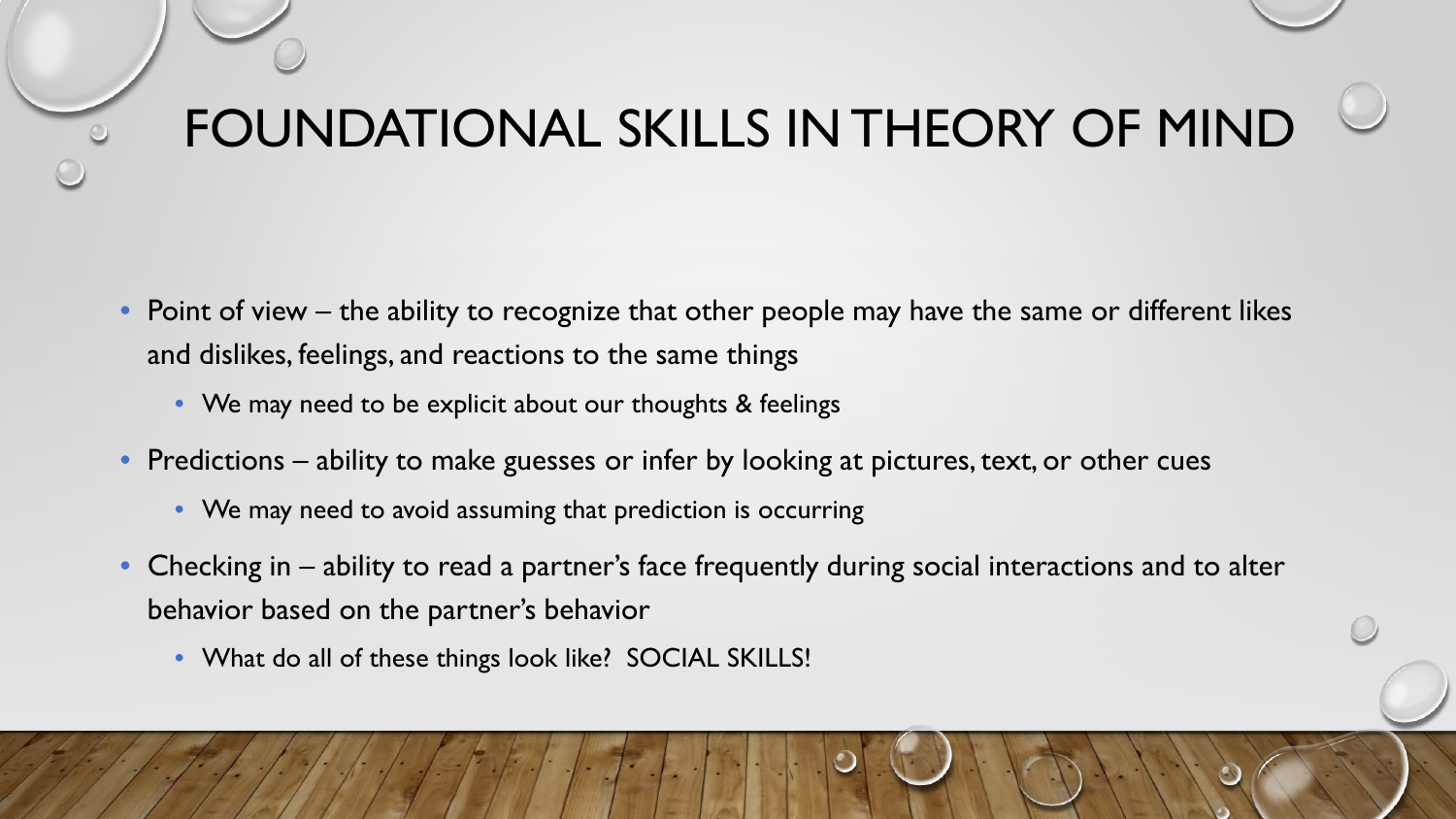# FOUNDATIONAL SKILLS IN THEORY OF MIND

- Point of view – the ability to recognize that other people may have the same or different likes and dislikes, feelings, and reactions to the same things
  - We may need to be explicit about our thoughts & feelings
- Predictions – ability to make guesses or infer by looking at pictures, text, or other cues
  - We may need to avoid assuming that prediction is occurring
- Checking in – ability to read a partner's face frequently during social interactions and to alter behavior based on the partner's behavior
  - What do all of these things look like? SOCIAL SKILLS!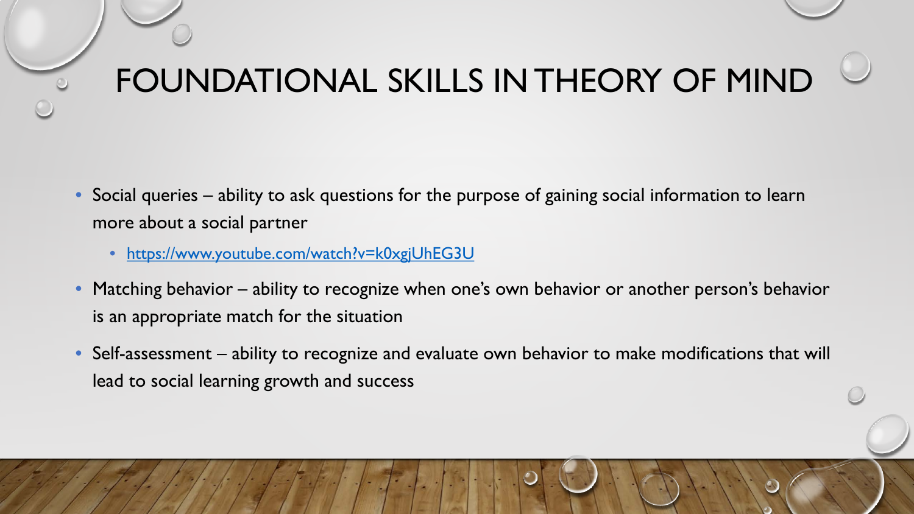# FOUNDATIONAL SKILLS IN THEORY OF MIND

- Social queries – ability to ask questions for the purpose of gaining social information to learn more about a social partner
  - https://www.youtube.com/watch?v=k0xgjUhEG3U
- Matching behavior – ability to recognize when one's own behavior or another person's behavior is an appropriate match for the situation
- Self-assessment – ability to recognize and evaluate own behavior to make modifications that will lead to social learning growth and success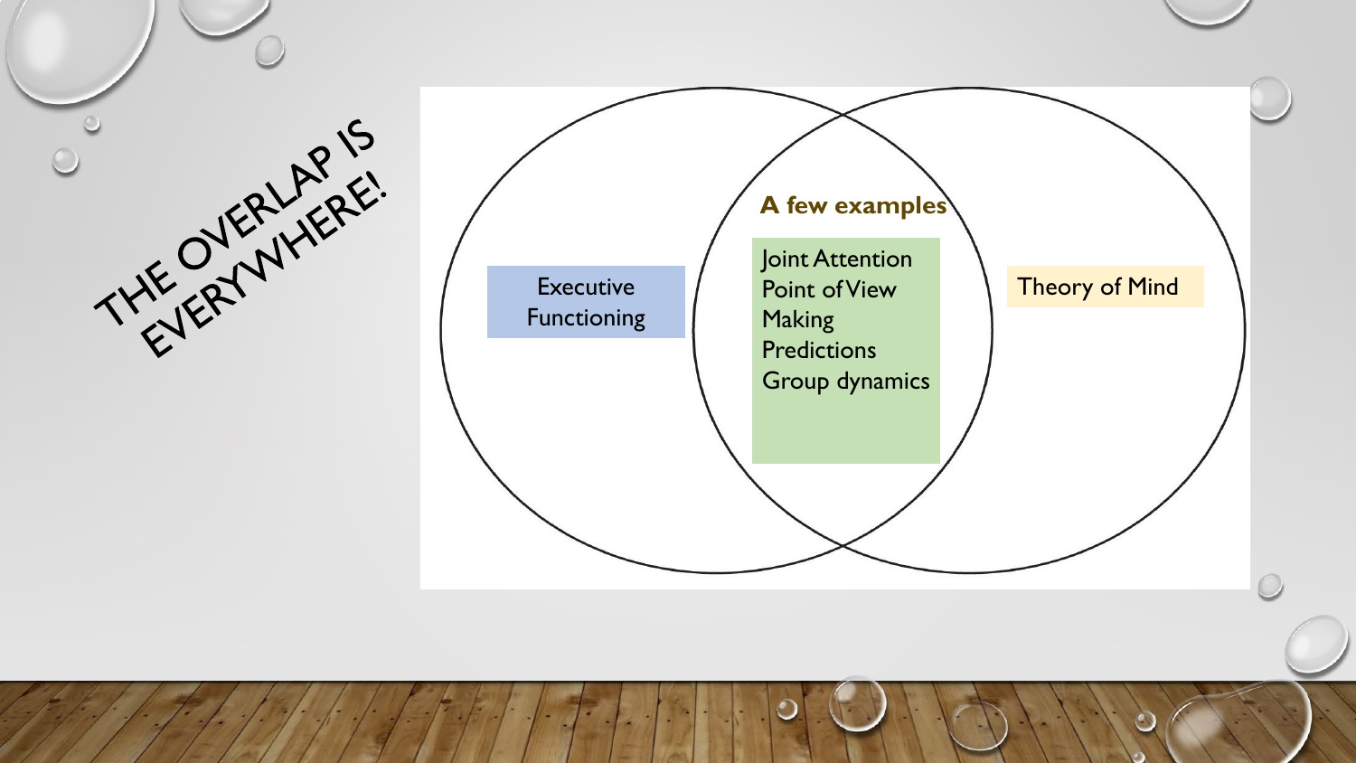# THE OVERLAP IS EVERYWHERE!

Executive Functioning

**A few examples**

- Joint Attention
- Point of View
- Making Predictions
- Group dynamics

Theory of Mind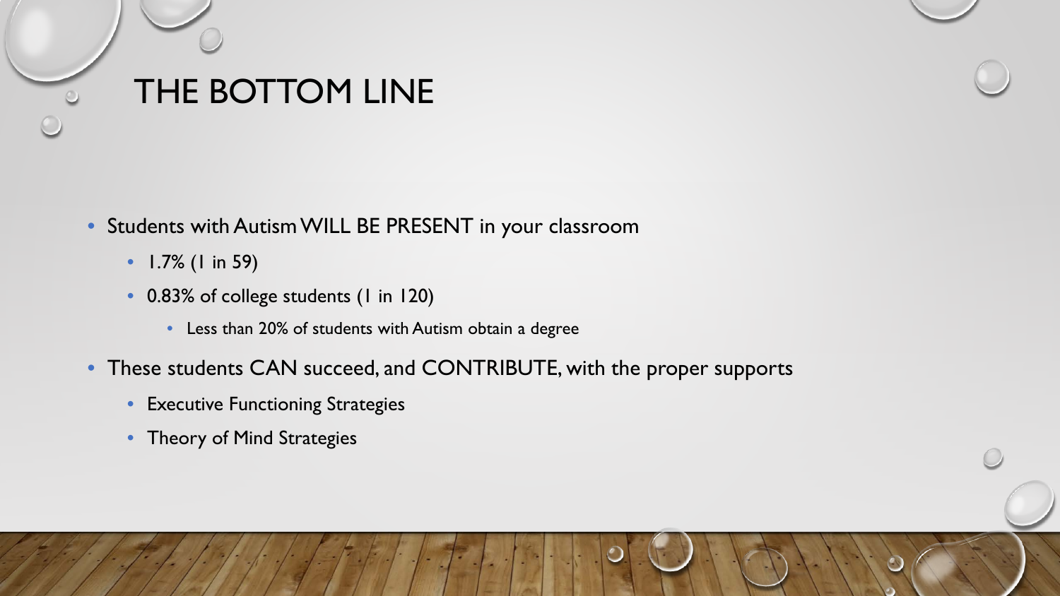# THE BOTTOM LINE

- Students with Autism WILL BE PRESENT in your classroom
  - 1.7% (1 in 59)
  - 0.83% of college students (1 in 120)
    - Less than 20% of students with Autism obtain a degree
- These students CAN succeed, and CONTRIBUTE, with the proper supports
  - Executive Functioning Strategies
  - Theory of Mind Strategies